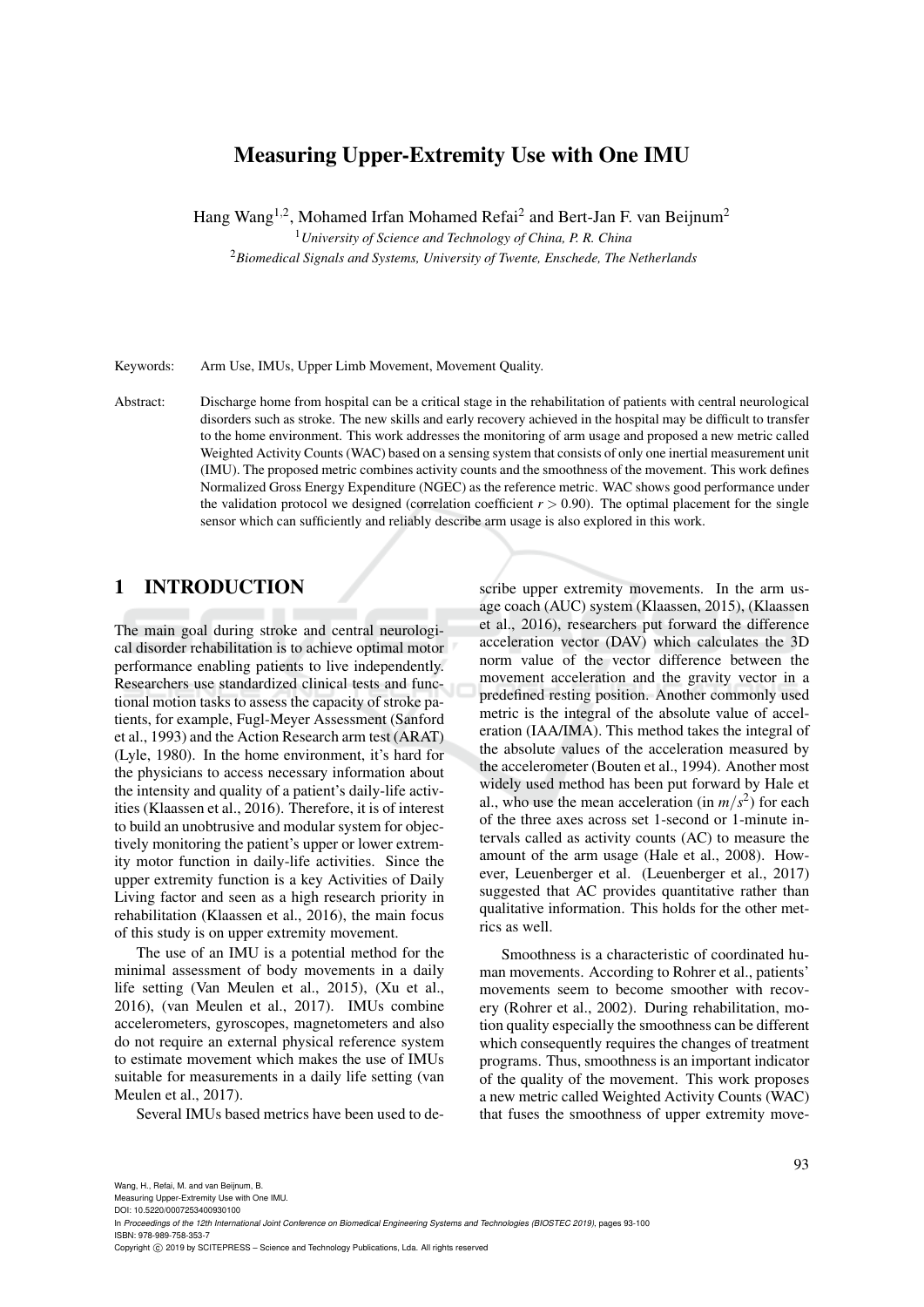# Measuring Upper-Extremity Use with One IMU

Hang Wang[1,2], Mohamed Irfan Mohamed Refai[2] and Bert-Jan F. van Beijnum[2]

[1] *University of Science and Technology of China, P. R. China*

[2] *Biomedical Signals and Systems, University of Twente, Enschede, The Netherlands*

Keywords: Arm Use, IMUs, Upper Limb Movement, Movement Quality.

Abstract: Discharge home from hospital can be a critical stage in the rehabilitation of patients with central neurological disorders such as stroke. The new skills and early recovery achieved in the hospital may be difficult to transfer to the home environment. This work addresses the monitoring of arm usage and proposed a new metric called Weighted Activity Counts (WAC) based on a sensing system that consists of only one inertial measurement unit (IMU). The proposed metric combines activity counts and the smoothness of the movement. This work defines Normalized Gross Energy Expenditure (NGEC) as the reference metric. WAC shows good performance under the validation protocol we designed (correlation coefficient $r > 0.90$). The optimal placement for the single sensor which can sufficiently and reliably describe arm usage is also explored in this work.

## 1 INTRODUCTION

The main goal during stroke and central neurological disorder rehabilitation is to achieve optimal motor performance enabling patients to live independently. Researchers use standardized clinical tests and functional motion tasks to assess the capacity of stroke patients, for example, Fugl-Meyer Assessment (Sanford et al., 1993) and the Action Research arm test (ARAT) (Lyle, 1980). In the home environment, it's hard for the physicians to access necessary information about the intensity and quality of a patient's daily-life activities (Klaassen et al., 2016). Therefore, it is of interest to build an unobtrusive and modular system for objectively monitoring the patient's upper or lower extremity motor function in daily-life activities. Since the upper extremity function is a key Activities of Daily Living factor and seen as a high research priority in rehabilitation (Klaassen et al., 2016), the main focus of this study is on upper extremity movement.

The use of an IMU is a potential method for the minimal assessment of body movements in a daily life setting (Van Meulen et al., 2015), (Xu et al., 2016), (van Meulen et al., 2017). IMUs combine accelerometers, gyroscopes, magnetometers and also do not require an external physical reference system to estimate movement which makes the use of IMUs suitable for measurements in a daily life setting (van Meulen et al., 2017).

Several IMUs based metrics have been used to describe upper extremity movements. In the arm usage coach (AUC) system (Klaassen, 2015), (Klaassen et al., 2016), researchers put forward the difference acceleration vector (DAV) which calculates the 3D norm value of the vector difference between the movement acceleration and the gravity vector in a predefined resting position. Another commonly used metric is the integral of the absolute value of acceleration (IAA/IMA). This method takes the integral of the absolute values of the acceleration measured by the accelerometer (Bouten et al., 1994). Another most widely used method has been put forward by Hale et al., who use the mean acceleration (in $m/s^2$) for each of the three axes across set 1-second or 1-minute intervals called as activity counts (AC) to measure the amount of the arm usage (Hale et al., 2008). However, Leuenberger et al. (Leuenberger et al., 2017) suggested that AC provides quantitative rather than qualitative information. This holds for the other metrics as well.

Smoothness is a characteristic of coordinated human movements. According to Rohrer et al., patients' movements seem to become smoother with recovery (Rohrer et al., 2002). During rehabilitation, motion quality especially the smoothness can be different which consequently requires the changes of treatment programs. Thus, smoothness is an important indicator of the quality of the movement. This work proposes a new metric called Weighted Activity Counts (WAC) that fuses the smoothness of upper extremity move-

Wang, H., Refai, M. and van Beijnum, B.
Measuring Upper-Extremity Use with One IMU.
DOI: 10.5220/0007253400930100
In *Proceedings of the 12th International Joint Conference on Biomedical Engineering Systems and Technologies (BIOSTEC 2019)*, pages 93-100
ISBN: 978-989-758-353-7
Copyright © 2019 by SCITEPRESS – Science and Technology Publications, Lda. All rights reserved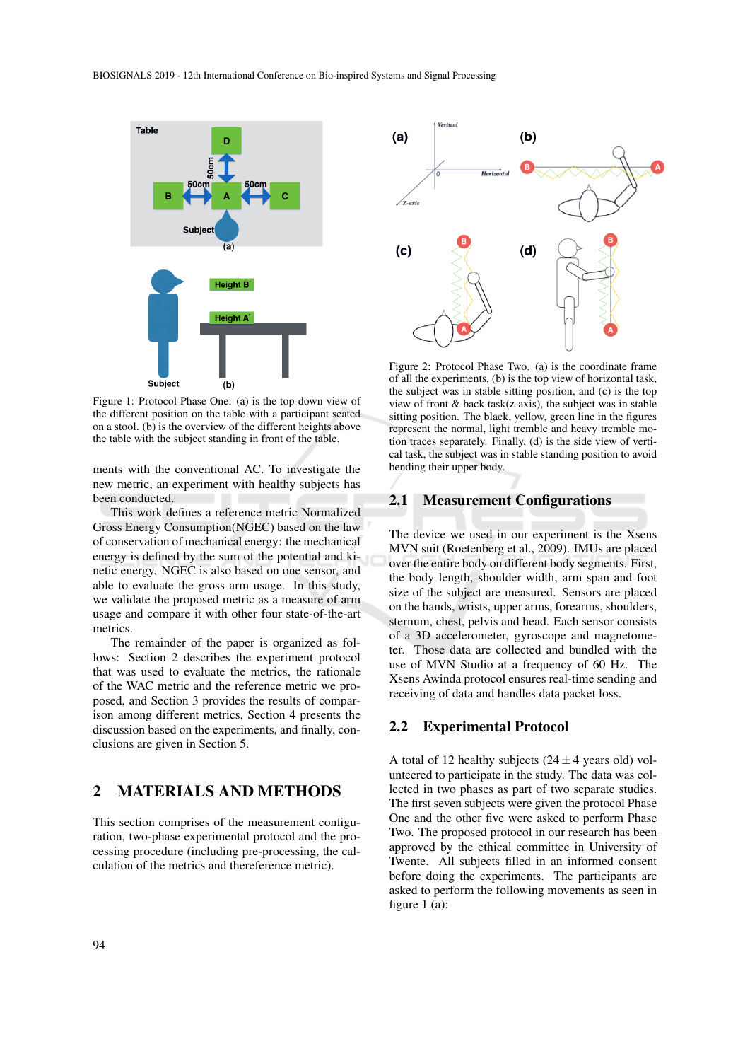Figure 1: Protocol Phase One. (a) is the top-down view of the different position on the table with a participant seated on a stool. (b) is the overview of the different heights above the table with the subject standing in front of the table.

ments with the conventional AC. To investigate the new metric, an experiment with healthy subjects has been conducted.

This work defines a reference metric Normalized Gross Energy Consumption(NGEC) based on the law of conservation of mechanical energy: the mechanical energy is defined by the sum of the potential and kinetic energy. NGEC is also based on one sensor, and able to evaluate the gross arm usage. In this study, we validate the proposed metric as a measure of arm usage and compare it with other four state-of-the-art metrics.

The remainder of the paper is organized as follows: Section 2 describes the experiment protocol that was used to evaluate the metrics, the rationale of the WAC metric and the reference metric we proposed, and Section 3 provides the results of comparison among different metrics, Section 4 presents the discussion based on the experiments, and finally, conclusions are given in Section 5.

## 2 MATERIALS AND METHODS

This section comprises of the measurement configuration, two-phase experimental protocol and the processing procedure (including pre-processing, the calculation of the metrics and thereference metric).

Figure 2: Protocol Phase Two. (a) is the coordinate frame of all the experiments, (b) is the top view of horizontal task, the subject was in stable sitting position, and (c) is the top view of front & back task(z-axis), the subject was in stable sitting position. The black, yellow, green line in the figures represent the normal, light tremble and heavy tremble motion traces separately. Finally, (d) is the side view of vertical task, the subject was in stable standing position to avoid bending their upper body.

### 2.1 Measurement Configurations

The device we used in our experiment is the Xsens MVN suit (Roetenberg et al., 2009). IMUs are placed over the entire body on different body segments. First, the body length, shoulder width, arm span and foot size of the subject are measured. Sensors are placed on the hands, wrists, upper arms, forearms, shoulders, sternum, chest, pelvis and head. Each sensor consists of a 3D accelerometer, gyroscope and magnetometer. Those data are collected and bundled with the use of MVN Studio at a frequency of 60 Hz. The Xsens Awinda protocol ensures real-time sending and receiving of data and handles data packet loss.

### 2.2 Experimental Protocol

A total of 12 healthy subjects ($24 \pm 4$ years old) volunteered to participate in the study. The data was collected in two phases as part of two separate studies. The first seven subjects were given the protocol Phase One and the other five were asked to perform Phase Two. The proposed protocol in our research has been approved by the ethical committee in University of Twente. All subjects filled in an informed consent before doing the experiments. The participants are asked to perform the following movements as seen in figure 1 (a):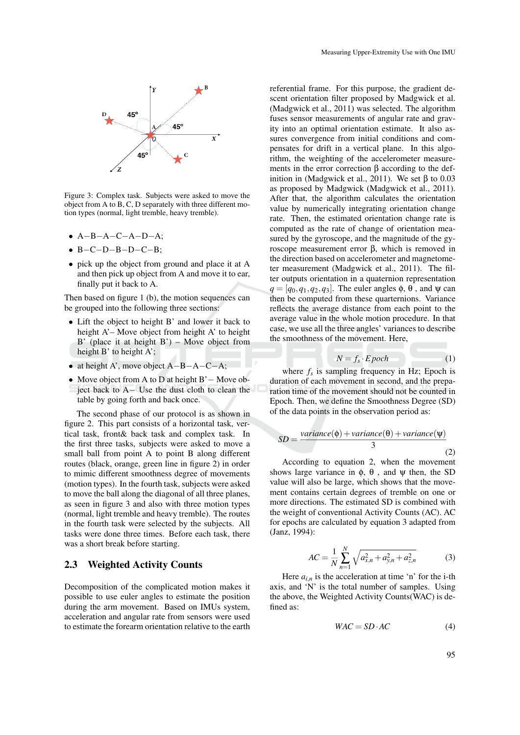Figure 3: Complex task. Subjects were asked to move the object from A to B, C, D separately with three different motion types (normal, light tremble, heavy tremble).

- A−B−A−C−A−D−A;
- B−C−D−B−D−C−B;
- pick up the object from ground and place it at A and then pick up object from A and move it to ear, finally put it back to A.

Then based on figure 1 (b), the motion sequences can be grouped into the following three sections:

- Lift the object to height B' and lower it back to height A'– Move object from height A' to height B' (place it at height B') – Move object from height B' to height A';
- at height A', move object A−B−A−C−A;
- Move object from A to D at height B'− Move object back to A− Use the dust cloth to clean the table by going forth and back once.

The second phase of our protocol is as shown in figure 2. This part consists of a horizontal task, vertical task, front& back task and complex task. In the first three tasks, subjects were asked to move a small ball from point A to point B along different routes (black, orange, green line in figure 2) in order to mimic different smoothness degree of movements (motion types). In the fourth task, subjects were asked to move the ball along the diagonal of all three planes, as seen in figure 3 and also with three motion types (normal, light tremble and heavy tremble). The routes in the fourth task were selected by the subjects. All tasks were done three times. Before each task, there was a short break before starting.

## 2.3 Weighted Activity Counts

Decomposition of the complicated motion makes it possible to use euler angles to estimate the position during the arm movement. Based on IMUs system, acceleration and angular rate from sensors were used to estimate the forearm orientation relative to the earth referential frame. For this purpose, the gradient descent orientation filter proposed by Madgwick et al. (Madgwick et al., 2011) was selected. The algorithm fuses sensor measurements of angular rate and gravity into an optimal orientation estimate. It also assures convergence from initial conditions and compensates for drift in a vertical plane. In this algorithm, the weighting of the accelerometer measurements in the error correction $\beta$ according to the definition in (Madgwick et al., 2011). We set $\beta$ to 0.03 as proposed by Madgwick (Madgwick et al., 2011). After that, the algorithm calculates the orientation value by numerically integrating orientation change rate. Then, the estimated orientation change rate is computed as the rate of change of orientation measured by the gyroscope, and the magnitude of the gyroscope measurement error $\beta$, which is removed in the direction based on accelerometer and magnetometer measurement (Madgwick et al., 2011). The filter outputs orientation in a quaternion representation $q = [q_0, q_1, q_2, q_3]$. The euler angles $\phi$, $\theta$ , and $\psi$ can then be computed from these quarternions. Variance reflects the average distance from each point to the average value in the whole motion procedure. In that case, we use all the three angles' variances to describe the smoothness of the movement. Here,

$$N = f_s \cdot Epoch \tag{1}$$

where $f_s$ is sampling frequency in Hz; Epoch is duration of each movement in second, and the preparation time of the movement should not be counted in Epoch. Then, we define the Smoothness Degree (SD) of the data points in the observation period as:

$$SD = \frac{variance(\phi) + variance(\theta) + variance(\psi)}{3} \tag{2}$$

According to equation 2, when the movement shows large variance in $\phi$, $\theta$ , and $\psi$ then, the SD value will also be large, which shows that the movement contains certain degrees of tremble on one or more directions. The estimated SD is combined with the weight of conventional Activity Counts (AC). AC for epochs are calculated by equation 3 adapted from (Janz, 1994):

$$AC = \frac{1}{N}\sum_{n=1}^{N}\sqrt{a_{x,n}^2 + a_{y,n}^2 + a_{z,n}^2} \tag{3}$$

Here $a_{i,n}$ is the acceleration at time 'n' for the i-th axis, and 'N' is the total number of samples. Using the above, the Weighted Activity Counts(WAC) is defined as:

$$WAC = SD \cdot AC \tag{4}$$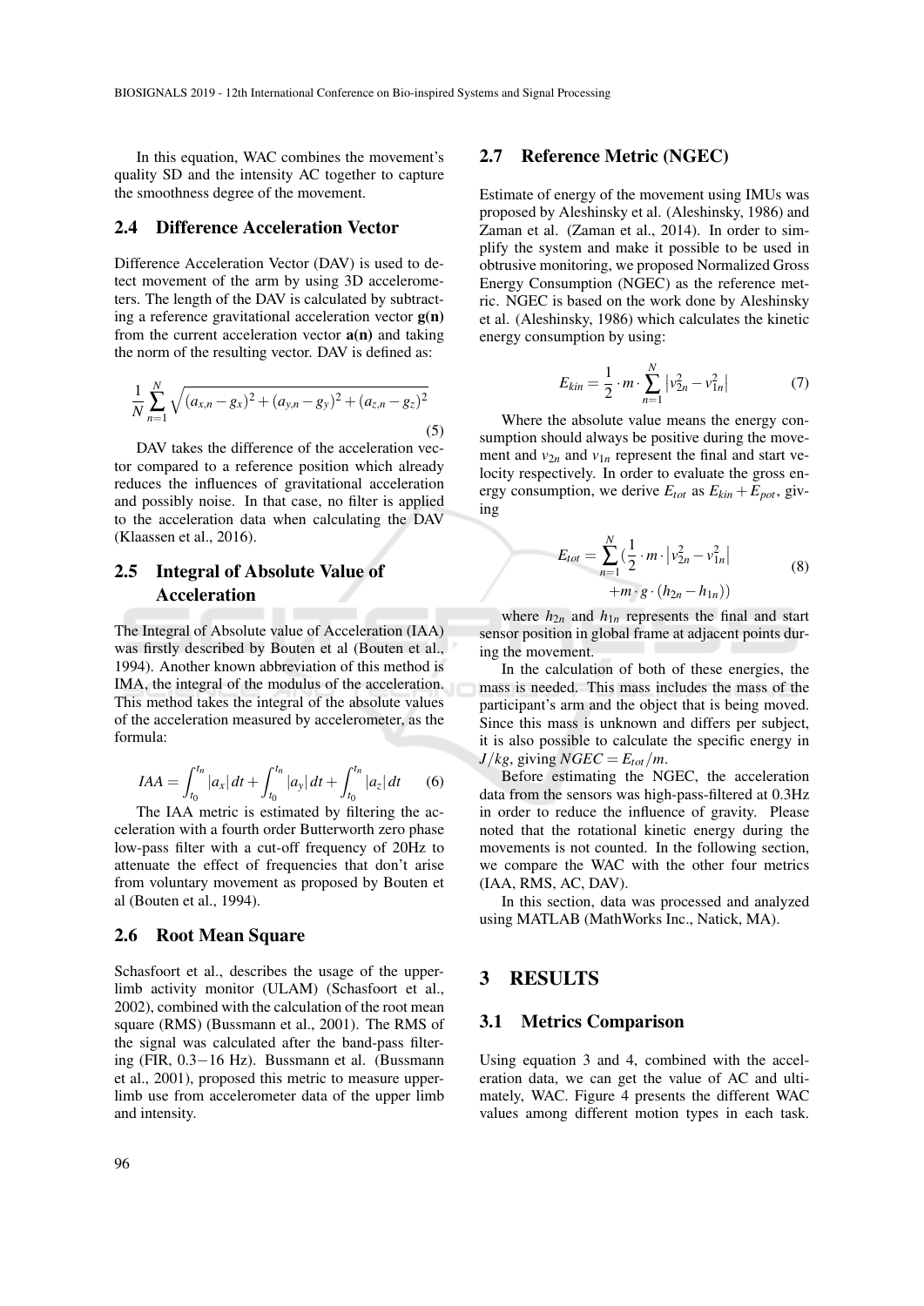In this equation, WAC combines the movement's quality SD and the intensity AC together to capture the smoothness degree of the movement.

### 2.4 Difference Acceleration Vector

Difference Acceleration Vector (DAV) is used to detect movement of the arm by using 3D accelerometers. The length of the DAV is calculated by subtracting a reference gravitational acceleration vector **g(n)** from the current acceleration vector **a(n)** and taking the norm of the resulting vector. DAV is defined as:

$$\frac{1}{N}\sum_{n=1}^{N}\sqrt{(a_{x,n}-g_x)^2+(a_{y,n}-g_y)^2+(a_{z,n}-g_z)^2} \tag{5}$$

DAV takes the difference of the acceleration vector compared to a reference position which already reduces the influences of gravitational acceleration and possibly noise. In that case, no filter is applied to the acceleration data when calculating the DAV (Klaassen et al., 2016).

### 2.5 Integral of Absolute Value of Acceleration

The Integral of Absolute value of Acceleration (IAA) was firstly described by Bouten et al (Bouten et al., 1994). Another known abbreviation of this method is IMA, the integral of the modulus of the acceleration. This method takes the integral of the absolute values of the acceleration measured by accelerometer, as the formula:

$$IAA = \int_{t_0}^{t_n}|a_x|\,dt + \int_{t_0}^{t_n}|a_y|\,dt + \int_{t_0}^{t_n}|a_z|\,dt \tag{6}$$

The IAA metric is estimated by filtering the acceleration with a fourth order Butterworth zero phase low-pass filter with a cut-off frequency of 20Hz to attenuate the effect of frequencies that don't arise from voluntary movement as proposed by Bouten et al (Bouten et al., 1994).

### 2.6 Root Mean Square

Schasfoort et al., describes the usage of the upper-limb activity monitor (ULAM) (Schasfoort et al., 2002), combined with the calculation of the root mean square (RMS) (Bussmann et al., 2001). The RMS of the signal was calculated after the band-pass filtering (FIR, $0.3-16$ Hz). Bussmann et al. (Bussmann et al., 2001), proposed this metric to measure upper-limb use from accelerometer data of the upper limb and intensity.

### 2.7 Reference Metric (NGEC)

Estimate of energy of the movement using IMUs was proposed by Aleshinsky et al. (Aleshinsky, 1986) and Zaman et al. (Zaman et al., 2014). In order to simplify the system and make it possible to be used in obtrusive monitoring, we proposed Normalized Gross Energy Consumption (NGEC) as the reference metric. NGEC is based on the work done by Aleshinsky et al. (Aleshinsky, 1986) which calculates the kinetic energy consumption by using:

$$E_{kin} = \frac{1}{2}\cdot m \cdot \sum_{n=1}^{N}\left|v_{2n}^2 - v_{1n}^2\right| \tag{7}$$

Where the absolute value means the energy consumption should always be positive during the movement and $v_{2n}$ and $v_{1n}$ represent the final and start velocity respectively. In order to evaluate the gross energy consumption, we derive $E_{tot}$ as $E_{kin}+E_{pot}$, giving

$$E_{tot} = \sum_{n=1}^{N}\Big(\frac{1}{2}\cdot m\cdot\left|v_{2n}^2 - v_{1n}^2\right| + m\cdot g\cdot(h_{2n}-h_{1n})\Big) \tag{8}$$

where $h_{2n}$ and $h_{1n}$ represents the final and start sensor position in global frame at adjacent points during the movement.

In the calculation of both of these energies, the mass is needed. This mass includes the mass of the participant's arm and the object that is being moved. Since this mass is unknown and differs per subject, it is also possible to calculate the specific energy in $J/kg$, giving $NGEC = E_{tot}/m$.

Before estimating the NGEC, the acceleration data from the sensors was high-pass-filtered at 0.3Hz in order to reduce the influence of gravity. Please noted that the rotational kinetic energy during the movements is not counted. In the following section, we compare the WAC with the other four metrics (IAA, RMS, AC, DAV).

In this section, data was processed and analyzed using MATLAB (MathWorks Inc., Natick, MA).

## 3 RESULTS

### 3.1 Metrics Comparison

Using equation 3 and 4, combined with the acceleration data, we can get the value of AC and ultimately, WAC. Figure 4 presents the different WAC values among different motion types in each task.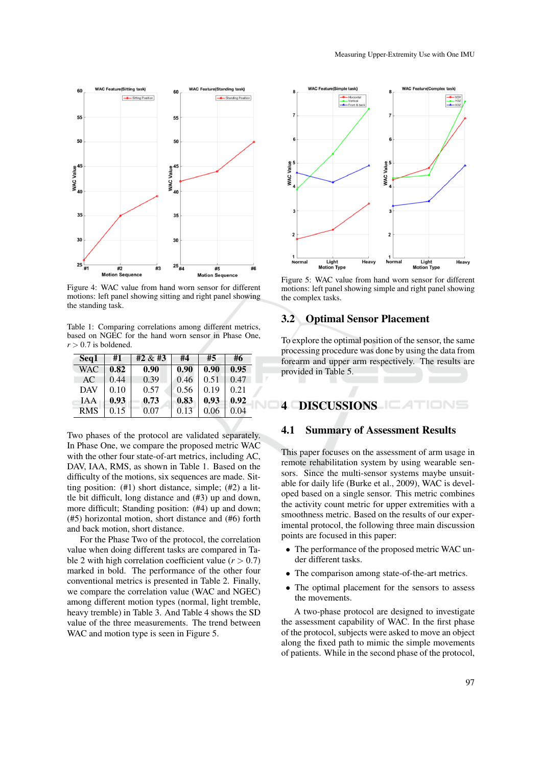Figure 4: WAC value from hand worn sensor for different motions: left panel showing sitting and right panel showing the standing task.

Table 1: Comparing correlations among different metrics, based on NGEC for the hand worn sensor in Phase One, $r > 0.7$ is boldened.

| Seq1 | #1 | #2 & #3 | #4 | #5 | #6 |
|---|---|---|---|---|---|
| WAC | **0.82** | **0.90** | **0.90** | **0.90** | **0.95** |
| AC | 0.44 | 0.39 | 0.46 | 0.51 | 0.47 |
| DAV | 0.10 | 0.57 | 0.56 | 0.19 | 0.21 |
| IAA | **0.93** | **0.73** | **0.83** | **0.93** | **0.92** |
| RMS | 0.15 | 0.07 | 0.13 | 0.06 | 0.04 |

Two phases of the protocol are validated separately. In Phase One, we compare the proposed metric WAC with the other four state-of-art metrics, including AC, DAV, IAA, RMS, as shown in Table 1. Based on the difficulty of the motions, six sequences are made. Sitting position: (#1) short distance, simple; (#2) a little bit difficult, long distance and (#3) up and down, more difficult; Standing position: (#4) up and down; (#5) horizontal motion, short distance and (#6) forth and back motion, short distance.

For the Phase Two of the protocol, the correlation value when doing different tasks are compared in Table 2 with high correlation coefficient value ($r > 0.7$) marked in bold. The performance of the other four conventional metrics is presented in Table 2. Finally, we compare the correlation value (WAC and NGEC) among different motion types (normal, light tremble, heavy tremble) in Table 3. And Table 4 shows the SD value of the three measurements. The trend between WAC and motion type is seen in Figure 5.

Figure 5: WAC value from hand worn sensor for different motions: left panel showing simple and right panel showing the complex tasks.

## 3.2 Optimal Sensor Placement

To explore the optimal position of the sensor, the same processing procedure was done by using the data from forearm and upper arm respectively. The results are provided in Table 5.

# 4 DISCUSSIONS

## 4.1 Summary of Assessment Results

This paper focuses on the assessment of arm usage in remote rehabilitation system by using wearable sensors. Since the multi-sensor systems maybe unsuitable for daily life (Burke et al., 2009), WAC is developed based on a single sensor. This metric combines the activity count metric for upper extremities with a smoothness metric. Based on the results of our experimental protocol, the following three main discussion points are focused in this paper:

- The performance of the proposed metric WAC under different tasks.
- The comparison among state-of-the-art metrics.
- The optimal placement for the sensors to assess the movements.

A two-phase protocol are designed to investigate the assessment capability of WAC. In the first phase of the protocol, subjects were asked to move an object along the fixed path to mimic the simple movements of patients. While in the second phase of the protocol,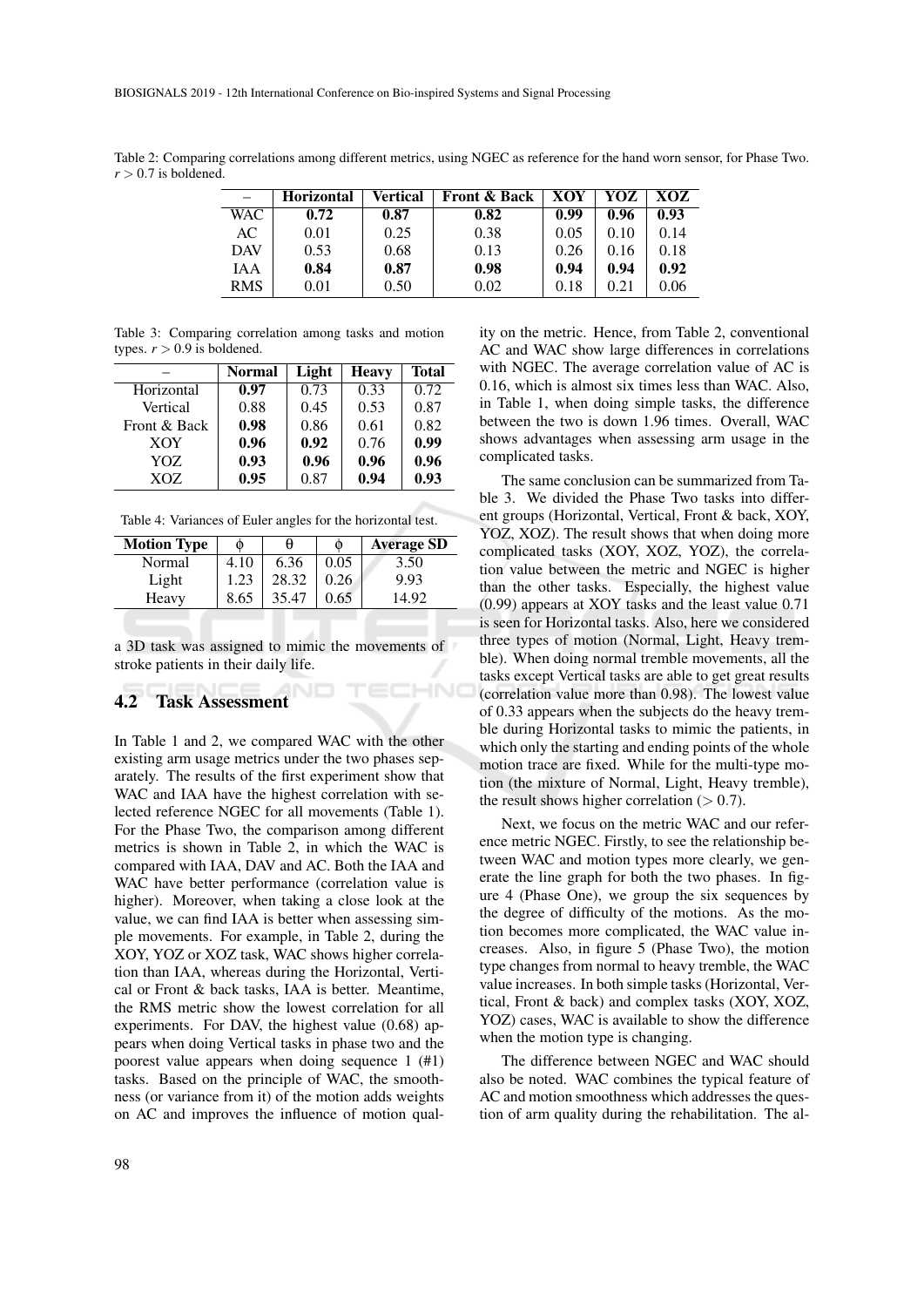Table 2: Comparing correlations among different metrics, using NGEC as reference for the hand worn sensor, for Phase Two. $r > 0.7$ is boldened.

| – | Horizontal | Vertical | Front & Back | XOY | YOZ | XOZ |
|---|---|---|---|---|---|---|
| WAC | **0.72** | **0.87** | **0.82** | **0.99** | **0.96** | **0.93** |
| AC | 0.01 | 0.25 | 0.38 | 0.05 | 0.10 | 0.14 |
| DAV | 0.53 | 0.68 | 0.13 | 0.26 | 0.16 | 0.18 |
| IAA | **0.84** | **0.87** | **0.98** | **0.94** | **0.94** | **0.92** |
| RMS | 0.01 | 0.50 | 0.02 | 0.18 | 0.21 | 0.06 |

Table 3: Comparing correlation among tasks and motion types. $r > 0.9$ is boldened.

| – | Normal | Light | Heavy | Total |
|---|---|---|---|---|
| Horizontal | **0.97** | 0.73 | 0.33 | 0.72 |
| Vertical | 0.88 | 0.45 | 0.53 | 0.87 |
| Front & Back | **0.98** | 0.86 | 0.61 | 0.82 |
| XOY | **0.96** | **0.92** | 0.76 | **0.99** |
| YOZ | **0.93** | **0.96** | **0.96** | **0.96** |
| XOZ | **0.95** | 0.87 | **0.94** | **0.93** |

Table 4: Variances of Euler angles for the horizontal test.

| Motion Type | $\phi$ | $\theta$ | $\phi$ | Average SD |
|---|---|---|---|---|
| Normal | 4.10 | 6.36 | 0.05 | 3.50 |
| Light | 1.23 | 28.32 | 0.26 | 9.93 |
| Heavy | 8.65 | 35.47 | 0.65 | 14.92 |

a 3D task was assigned to mimic the movements of stroke patients in their daily life.

## 4.2 Task Assessment

In Table 1 and 2, we compared WAC with the other existing arm usage metrics under the two phases separately. The results of the first experiment show that WAC and IAA have the highest correlation with selected reference NGEC for all movements (Table 1). For the Phase Two, the comparison among different metrics is shown in Table 2, in which the WAC is compared with IAA, DAV and AC. Both the IAA and WAC have better performance (correlation value is higher). Moreover, when taking a close look at the value, we can find IAA is better when assessing simple movements. For example, in Table 2, during the XOY, YOZ or XOZ task, WAC shows higher correlation than IAA, whereas during the Horizontal, Vertical or Front & back tasks, IAA is better. Meantime, the RMS metric show the lowest correlation for all experiments. For DAV, the highest value (0.68) appears when doing Vertical tasks in phase two and the poorest value appears when doing sequence 1 (#1) tasks. Based on the principle of WAC, the smoothness (or variance from it) of the motion adds weights on AC and improves the influence of motion quality on the metric. Hence, from Table 2, conventional AC and WAC show large differences in correlations with NGEC. The average correlation value of AC is 0.16, which is almost six times less than WAC. Also, in Table 1, when doing simple tasks, the difference between the two is down 1.96 times. Overall, WAC shows advantages when assessing arm usage in the complicated tasks.

The same conclusion can be summarized from Table 3. We divided the Phase Two tasks into different groups (Horizontal, Vertical, Front & back, XOY, YOZ, XOZ). The result shows that when doing more complicated tasks (XOY, XOZ, YOZ), the correlation value between the metric and NGEC is higher than the other tasks. Especially, the highest value (0.99) appears at XOY tasks and the least value 0.71 is seen for Horizontal tasks. Also, here we considered three types of motion (Normal, Light, Heavy tremble). When doing normal tremble movements, all the tasks except Vertical tasks are able to get great results (correlation value more than 0.98). The lowest value of 0.33 appears when the subjects do the heavy tremble during Horizontal tasks to mimic the patients, in which only the starting and ending points of the whole motion trace are fixed. While for the multi-type motion (the mixture of Normal, Light, Heavy tremble), the result shows higher correlation ($> 0.7$).

Next, we focus on the metric WAC and our reference metric NGEC. Firstly, to see the relationship between WAC and motion types more clearly, we generate the line graph for both the two phases. In figure 4 (Phase One), we group the six sequences by the degree of difficulty of the motions. As the motion becomes more complicated, the WAC value increases. Also, in figure 5 (Phase Two), the motion type changes from normal to heavy tremble, the WAC value increases. In both simple tasks (Horizontal, Vertical, Front & back) and complex tasks (XOY, XOZ, YOZ) cases, WAC is available to show the difference when the motion type is changing.

The difference between NGEC and WAC should also be noted. WAC combines the typical feature of AC and motion smoothness which addresses the question of arm quality during the rehabilitation. The al-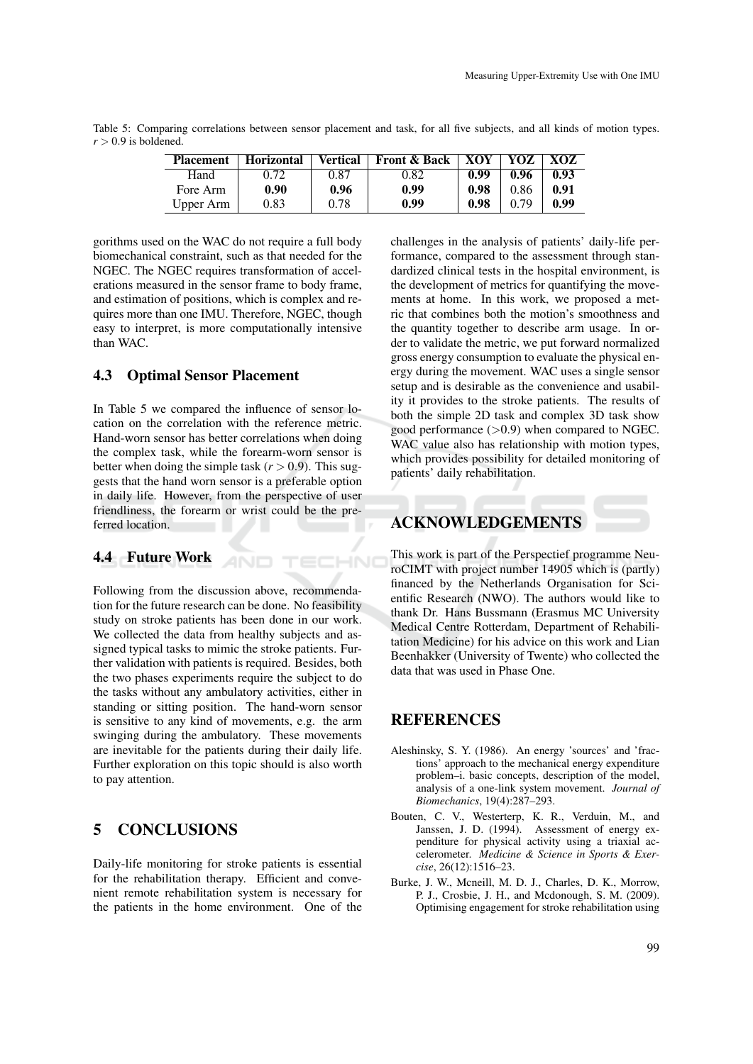Table 5: Comparing correlations between sensor placement and task, for all five subjects, and all kinds of motion types. $r > 0.9$ is boldened.

| Placement | Horizontal | Vertical | Front & Back | XOY | YOZ | XOZ |
|---|---|---|---|---|---|---|
| Hand | 0.72 | 0.87 | 0.82 | **0.99** | **0.96** | **0.93** |
| Fore Arm | **0.90** | **0.96** | **0.99** | **0.98** | 0.86 | **0.91** |
| Upper Arm | 0.83 | 0.78 | **0.99** | **0.98** | 0.79 | **0.99** |

gorithms used on the WAC do not require a full body biomechanical constraint, such as that needed for the NGEC. The NGEC requires transformation of accelerations measured in the sensor frame to body frame, and estimation of positions, which is complex and requires more than one IMU. Therefore, NGEC, though easy to interpret, is more computationally intensive than WAC.

### 4.3 Optimal Sensor Placement

In Table 5 we compared the influence of sensor location on the correlation with the reference metric. Hand-worn sensor has better correlations when doing the complex task, while the forearm-worn sensor is better when doing the simple task ($r > 0.9$). This suggests that the hand worn sensor is a preferable option in daily life. However, from the perspective of user friendliness, the forearm or wrist could be the preferred location.

### 4.4 Future Work

Following from the discussion above, recommendation for the future research can be done. No feasibility study on stroke patients has been done in our work. We collected the data from healthy subjects and assigned typical tasks to mimic the stroke patients. Further validation with patients is required. Besides, both the two phases experiments require the subject to do the tasks without any ambulatory activities, either in standing or sitting position. The hand-worn sensor is sensitive to any kind of movements, e.g. the arm swinging during the ambulatory. These movements are inevitable for the patients during their daily life. Further exploration on this topic should is also worth to pay attention.

## 5 CONCLUSIONS

Daily-life monitoring for stroke patients is essential for the rehabilitation therapy. Efficient and convenient remote rehabilitation system is necessary for the patients in the home environment. One of the challenges in the analysis of patients' daily-life performance, compared to the assessment through standardized clinical tests in the hospital environment, is the development of metrics for quantifying the movements at home. In this work, we proposed a metric that combines both the motion's smoothness and the quantity together to describe arm usage. In order to validate the metric, we put forward normalized gross energy consumption to evaluate the physical energy during the movement. WAC uses a single sensor setup and is desirable as the convenience and usability it provides to the stroke patients. The results of both the simple 2D task and complex 3D task show good performance ($>0.9$) when compared to NGEC. WAC value also has relationship with motion types, which provides possibility for detailed monitoring of patients' daily rehabilitation.

## ACKNOWLEDGEMENTS

This work is part of the Perspectief programme NeuroCIMT with project number 14905 which is (partly) financed by the Netherlands Organisation for Scientific Research (NWO). The authors would like to thank Dr. Hans Bussmann (Erasmus MC University Medical Centre Rotterdam, Department of Rehabilitation Medicine) for his advice on this work and Lian Beenhakker (University of Twente) who collected the data that was used in Phase One.

## REFERENCES

Aleshinsky, S. Y. (1986). An energy 'sources' and 'fractions' approach to the mechanical energy expenditure problem–i. basic concepts, description of the model, analysis of a one-link system movement. *Journal of Biomechanics*, 19(4):287–293.

Bouten, C. V., Westerterp, K. R., Verduin, M., and Janssen, J. D. (1994). Assessment of energy expenditure for physical activity using a triaxial accelerometer. *Medicine & Science in Sports & Exercise*, 26(12):1516–23.

Burke, J. W., Mcneill, M. D. J., Charles, D. K., Morrow, P. J., Crosbie, J. H., and Mcdonough, S. M. (2009). Optimising engagement for stroke rehabilitation using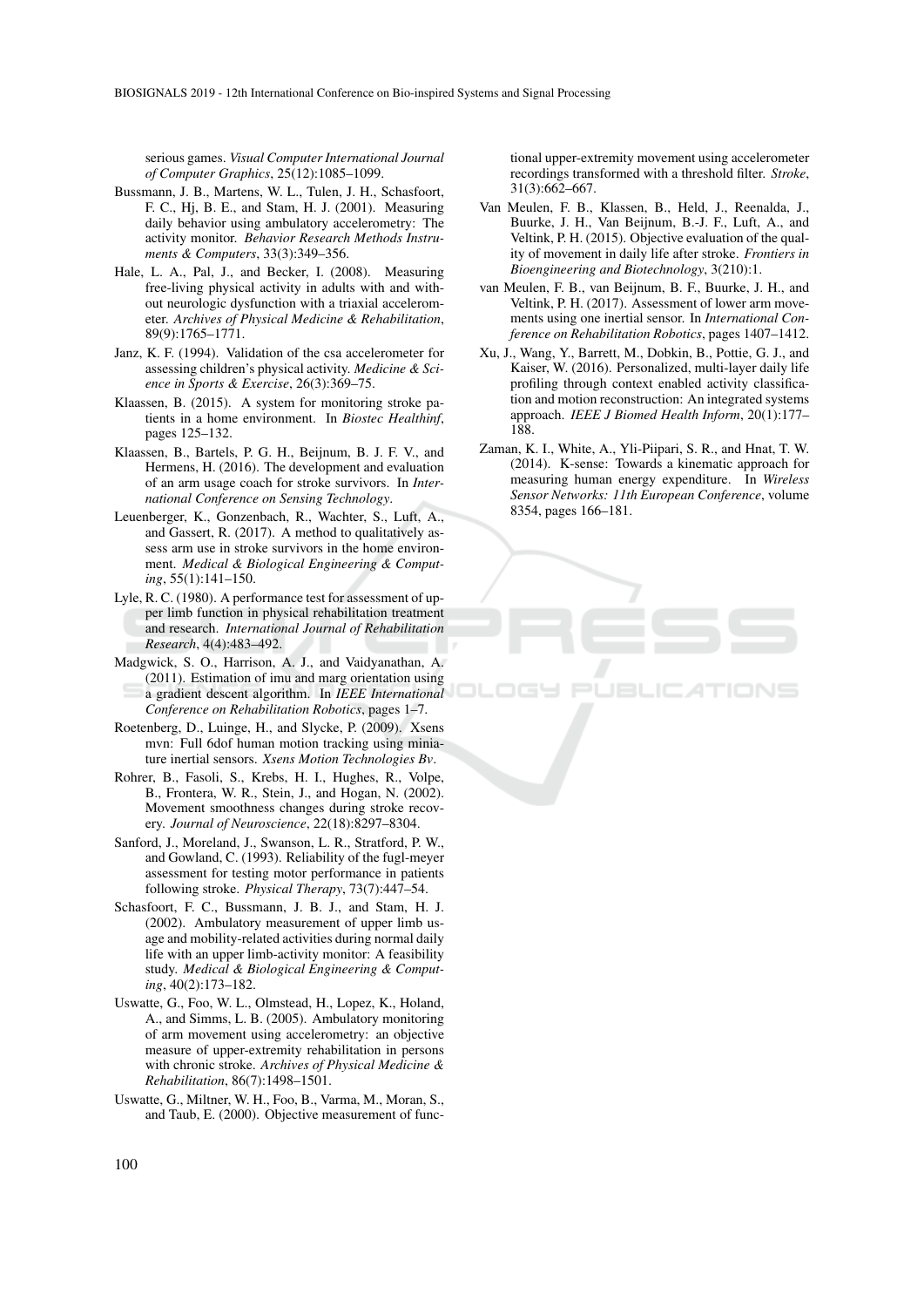serious games. *Visual Computer International Journal of Computer Graphics*, 25(12):1085–1099.

Bussmann, J. B., Martens, W. L., Tulen, J. H., Schasfoort, F. C., Hj, B. E., and Stam, H. J. (2001). Measuring daily behavior using ambulatory accelerometry: The activity monitor. *Behavior Research Methods Instruments & Computers*, 33(3):349–356.

Hale, L. A., Pal, J., and Becker, I. (2008). Measuring free-living physical activity in adults with and without neurologic dysfunction with a triaxial accelerometer. *Archives of Physical Medicine & Rehabilitation*, 89(9):1765–1771.

Janz, K. F. (1994). Validation of the csa accelerometer for assessing children's physical activity. *Medicine & Science in Sports & Exercise*, 26(3):369–75.

Klaassen, B. (2015). A system for monitoring stroke patients in a home environment. In *Biostec Healthinf*, pages 125–132.

Klaassen, B., Bartels, P. G. H., Beijnum, B. J. F. V., and Hermens, H. (2016). The development and evaluation of an arm usage coach for stroke survivors. In *International Conference on Sensing Technology*.

Leuenberger, K., Gonzenbach, R., Wachter, S., Luft, A., and Gassert, R. (2017). A method to qualitatively assess arm use in stroke survivors in the home environment. *Medical & Biological Engineering & Computing*, 55(1):141–150.

Lyle, R. C. (1980). A performance test for assessment of upper limb function in physical rehabilitation treatment and research. *International Journal of Rehabilitation Research*, 4(4):483–492.

Madgwick, S. O., Harrison, A. J., and Vaidyanathan, A. (2011). Estimation of imu and marg orientation using a gradient descent algorithm. In *IEEE International Conference on Rehabilitation Robotics*, pages 1–7.

Roetenberg, D., Luinge, H., and Slycke, P. (2009). Xsens mvn: Full 6dof human motion tracking using miniature inertial sensors. *Xsens Motion Technologies Bv*.

Rohrer, B., Fasoli, S., Krebs, H. I., Hughes, R., Volpe, B., Frontera, W. R., Stein, J., and Hogan, N. (2002). Movement smoothness changes during stroke recovery. *Journal of Neuroscience*, 22(18):8297–8304.

Sanford, J., Moreland, J., Swanson, L. R., Stratford, P. W., and Gowland, C. (1993). Reliability of the fugl-meyer assessment for testing motor performance in patients following stroke. *Physical Therapy*, 73(7):447–54.

Schasfoort, F. C., Bussmann, J. B. J., and Stam, H. J. (2002). Ambulatory measurement of upper limb usage and mobility-related activities during normal daily life with an upper limb-activity monitor: A feasibility study. *Medical & Biological Engineering & Computing*, 40(2):173–182.

Uswatte, G., Foo, W. L., Olmstead, H., Lopez, K., Holand, A., and Simms, L. B. (2005). Ambulatory monitoring of arm movement using accelerometry: an objective measure of upper-extremity rehabilitation in persons with chronic stroke. *Archives of Physical Medicine & Rehabilitation*, 86(7):1498–1501.

Uswatte, G., Miltner, W. H., Foo, B., Varma, M., Moran, S., and Taub, E. (2000). Objective measurement of functional upper-extremity movement using accelerometer recordings transformed with a threshold filter. *Stroke*, 31(3):662–667.

Van Meulen, F. B., Klassen, B., Held, J., Reenalda, J., Buurke, J. H., Van Beijnum, B.-J. F., Luft, A., and Veltink, P. H. (2015). Objective evaluation of the quality of movement in daily life after stroke. *Frontiers in Bioengineering and Biotechnology*, 3(210):1.

van Meulen, F. B., van Beijnum, B. F., Buurke, J. H., and Veltink, P. H. (2017). Assessment of lower arm movements using one inertial sensor. In *International Conference on Rehabilitation Robotics*, pages 1407–1412.

Xu, J., Wang, Y., Barrett, M., Dobkin, B., Pottie, G. J., and Kaiser, W. (2016). Personalized, multi-layer daily life profiling through context enabled activity classification and motion reconstruction: An integrated systems approach. *IEEE J Biomed Health Inform*, 20(1):177–188.

Zaman, K. I., White, A., Yli-Piipari, S. R., and Hnat, T. W. (2014). K-sense: Towards a kinematic approach for measuring human energy expenditure. In *Wireless Sensor Networks: 11th European Conference*, volume 8354, pages 166–181.